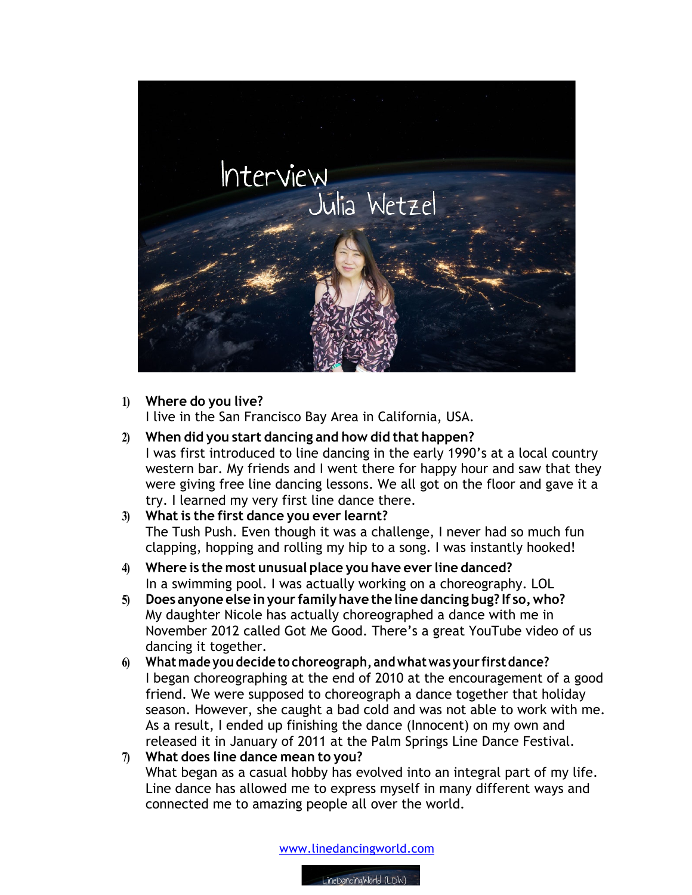# Interview

## Julia Wetzel

1) **Where do you live?**
   I live in the San Francisco Bay Area in California, USA.

2) **When did you start dancing and how did that happen?**
   I was first introduced to line dancing in the early 1990's at a local country western bar. My friends and I went there for happy hour and saw that they were giving free line dancing lessons. We all got on the floor and gave it a try. I learned my very first line dance there.

3) **What is the first dance you ever learnt?**
   The Tush Push. Even though it was a challenge, I never had so much fun clapping, hopping and rolling my hip to a song. I was instantly hooked!

4) **Where is the most unusual place you have ever line danced?**
   In a swimming pool. I was actually working on a choreography. LOL

5) **Does anyone else in your family have the line dancing bug? If so, who?**
   My daughter Nicole has actually choreographed a dance with me in November 2012 called Got Me Good. There's a great YouTube video of us dancing it together.

6) **What made you decide to choreograph, and what was your first dance?**
   I began choreographing at the end of 2010 at the encouragement of a good friend. We were supposed to choreograph a dance together that holiday season. However, she caught a bad cold and was not able to work with me. As a result, I ended up finishing the dance (Innocent) on my own and released it in January of 2011 at the Palm Springs Line Dance Festival.

7) **What does line dance mean to you?**
   What began as a casual hobby has evolved into an integral part of my life. Line dance has allowed me to express myself in many different ways and connected me to amazing people all over the world.

www.linedancingworld.com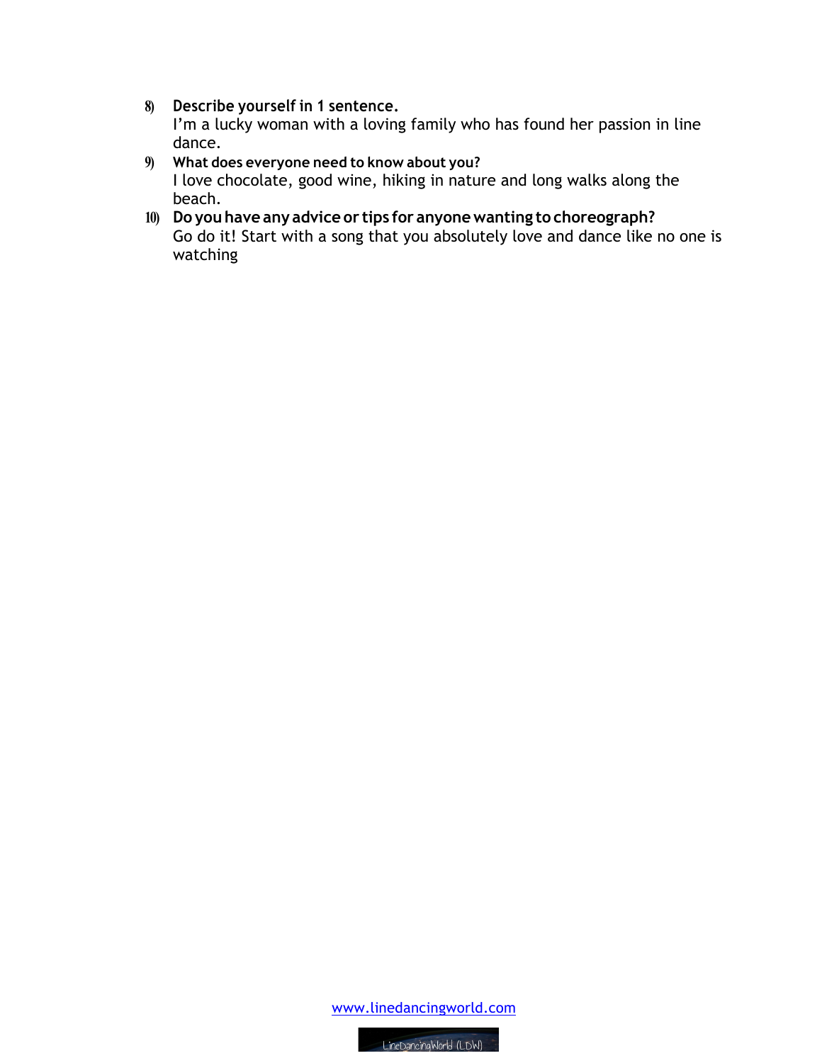8) **Describe yourself in 1 sentence.**
   I'm a lucky woman with a loving family who has found her passion in line dance.
9) **What does everyone need to know about you?**
   I love chocolate, good wine, hiking in nature and long walks along the beach.
10) **Do you have any advice or tips for anyone wanting to choreograph?**
   Go do it! Start with a song that you absolutely love and dance like no one is watching

www.linedancingworld.com

LineDancingWorld (LDW)